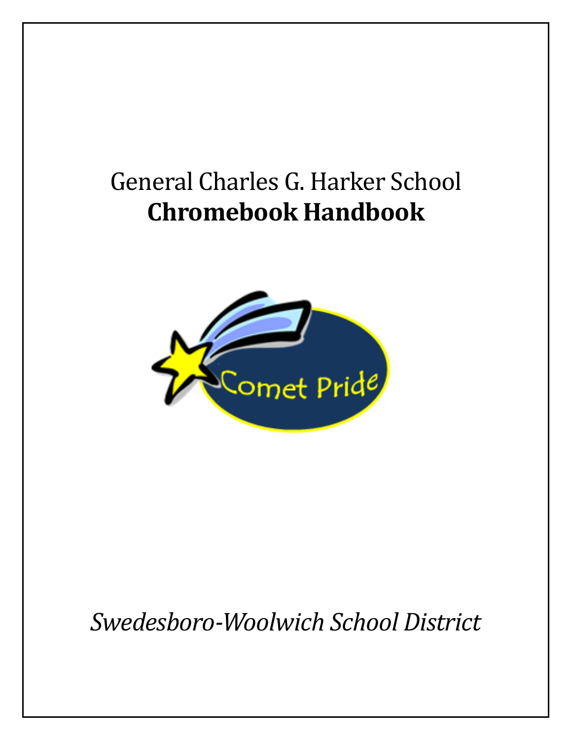General Charles G. Harker School

# Chromebook Handbook

Comet Pride

*Swedesboro-Woolwich School District*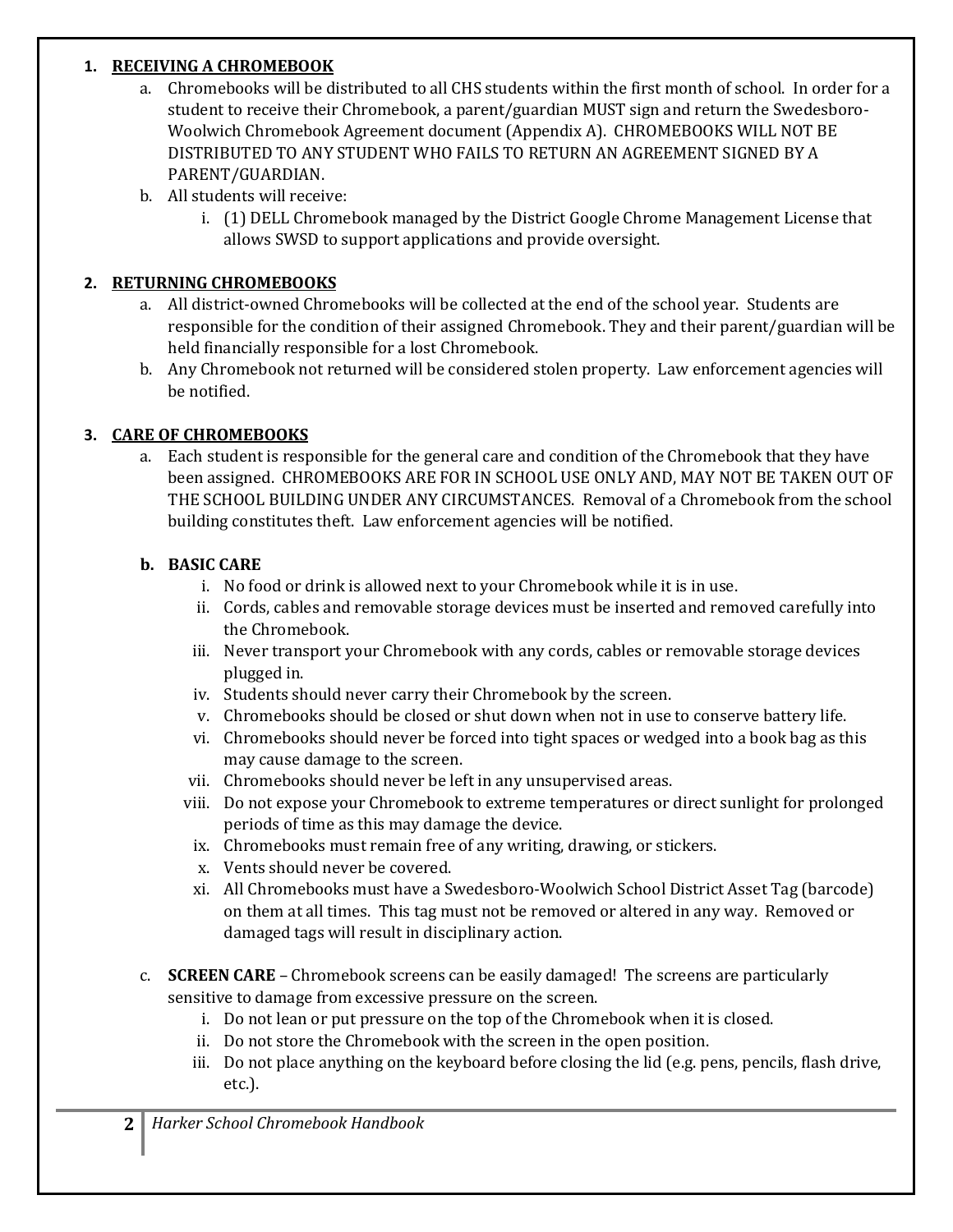1. **RECEIVING A CHROMEBOOK**
    a. Chromebooks will be distributed to all CHS students within the first month of school. In order for a student to receive their Chromebook, a parent/guardian MUST sign and return the Swedesboro-Woolwich Chromebook Agreement document (Appendix A). CHROMEBOOKS WILL NOT BE DISTRIBUTED TO ANY STUDENT WHO FAILS TO RETURN AN AGREEMENT SIGNED BY A PARENT/GUARDIAN.
    b. All students will receive:
        i. (1) DELL Chromebook managed by the District Google Chrome Management License that allows SWSD to support applications and provide oversight.

2. **RETURNING CHROMEBOOKS**
    a. All district-owned Chromebooks will be collected at the end of the school year. Students are responsible for the condition of their assigned Chromebook. They and their parent/guardian will be held financially responsible for a lost Chromebook.
    b. Any Chromebook not returned will be considered stolen property. Law enforcement agencies will be notified.

3. **CARE OF CHROMEBOOKS**
    a. Each student is responsible for the general care and condition of the Chromebook that they have been assigned. CHROMEBOOKS ARE FOR IN SCHOOL USE ONLY AND, MAY NOT BE TAKEN OUT OF THE SCHOOL BUILDING UNDER ANY CIRCUMSTANCES. Removal of a Chromebook from the school building constitutes theft. Law enforcement agencies will be notified.

    **b. BASIC CARE**
        i. No food or drink is allowed next to your Chromebook while it is in use.
        ii. Cords, cables and removable storage devices must be inserted and removed carefully into the Chromebook.
        iii. Never transport your Chromebook with any cords, cables or removable storage devices plugged in.
        iv. Students should never carry their Chromebook by the screen.
        v. Chromebooks should be closed or shut down when not in use to conserve battery life.
        vi. Chromebooks should never be forced into tight spaces or wedged into a book bag as this may cause damage to the screen.
        vii. Chromebooks should never be left in any unsupervised areas.
        viii. Do not expose your Chromebook to extreme temperatures or direct sunlight for prolonged periods of time as this may damage the device.
        ix. Chromebooks must remain free of any writing, drawing, or stickers.
        x. Vents should never be covered.
        xi. All Chromebooks must have a Swedesboro-Woolwich School District Asset Tag (barcode) on them at all times. This tag must not be removed or altered in any way. Removed or damaged tags will result in disciplinary action.

    c. **SCREEN CARE** – Chromebook screens can be easily damaged! The screens are particularly sensitive to damage from excessive pressure on the screen.
        i. Do not lean or put pressure on the top of the Chromebook when it is closed.
        ii. Do not store the Chromebook with the screen in the open position.
        iii. Do not place anything on the keyboard before closing the lid (e.g. pens, pencils, flash drive, etc.).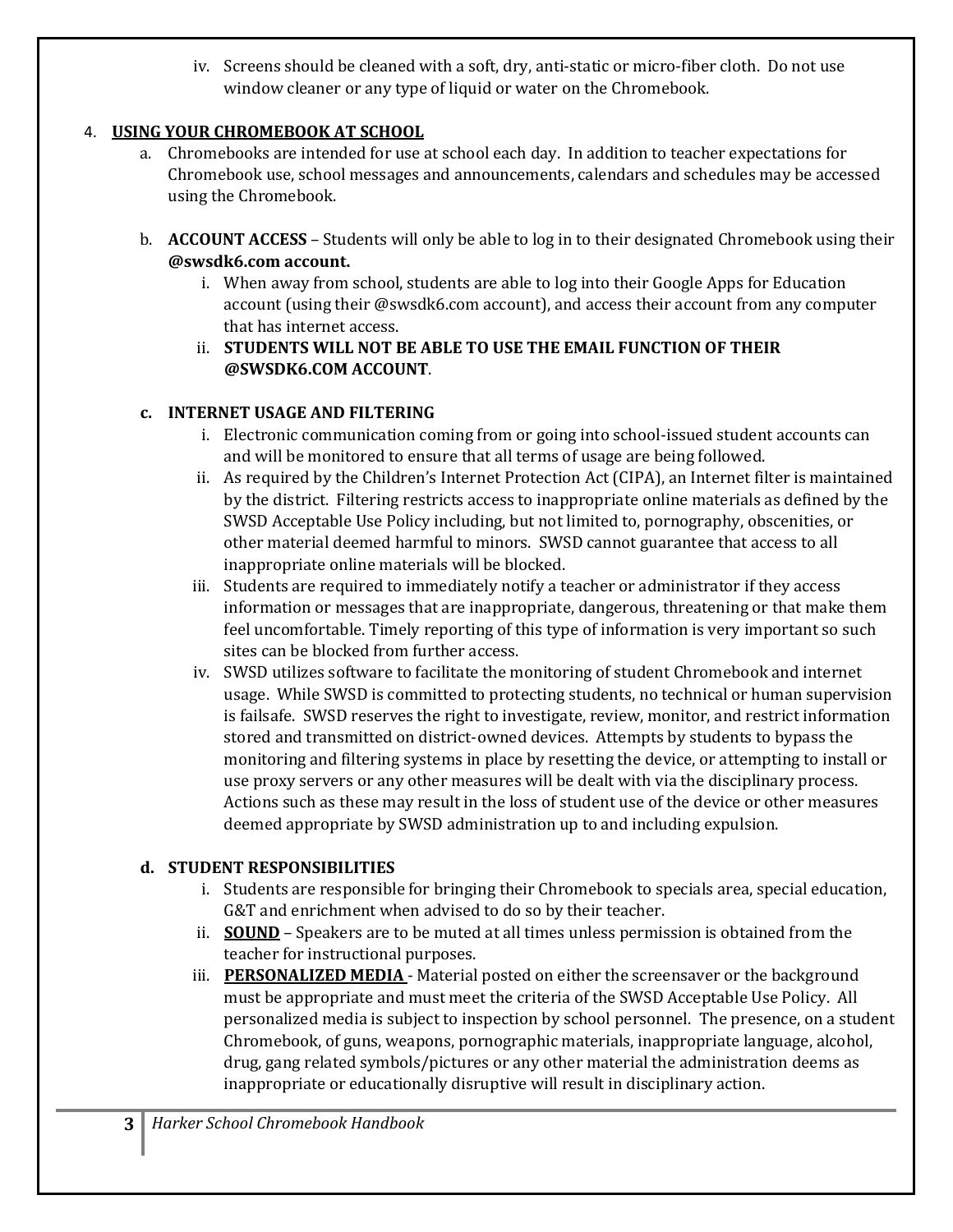iv. Screens should be cleaned with a soft, dry, anti-static or micro-fiber cloth. Do not use window cleaner or any type of liquid or water on the Chromebook.

4. **USING YOUR CHROMEBOOK AT SCHOOL**
   a. Chromebooks are intended for use at school each day. In addition to teacher expectations for Chromebook use, school messages and announcements, calendars and schedules may be accessed using the Chromebook.

   b. **ACCOUNT ACCESS** – Students will only be able to log in to their designated Chromebook using their **@swsdk6.com account.**
      i. When away from school, students are able to log into their Google Apps for Education account (using their @swsdk6.com account), and access their account from any computer that has internet access.
      ii. **STUDENTS WILL NOT BE ABLE TO USE THE EMAIL FUNCTION OF THEIR @SWSDK6.COM ACCOUNT**.

   **c. INTERNET USAGE AND FILTERING**
      i. Electronic communication coming from or going into school-issued student accounts can and will be monitored to ensure that all terms of usage are being followed.
      ii. As required by the Children's Internet Protection Act (CIPA), an Internet filter is maintained by the district. Filtering restricts access to inappropriate online materials as defined by the SWSD Acceptable Use Policy including, but not limited to, pornography, obscenities, or other material deemed harmful to minors. SWSD cannot guarantee that access to all inappropriate online materials will be blocked.
      iii. Students are required to immediately notify a teacher or administrator if they access information or messages that are inappropriate, dangerous, threatening or that make them feel uncomfortable. Timely reporting of this type of information is very important so such sites can be blocked from further access.
      iv. SWSD utilizes software to facilitate the monitoring of student Chromebook and internet usage. While SWSD is committed to protecting students, no technical or human supervision is failsafe. SWSD reserves the right to investigate, review, monitor, and restrict information stored and transmitted on district-owned devices. Attempts by students to bypass the monitoring and filtering systems in place by resetting the device, or attempting to install or use proxy servers or any other measures will be dealt with via the disciplinary process. Actions such as these may result in the loss of student use of the device or other measures deemed appropriate by SWSD administration up to and including expulsion.

   **d. STUDENT RESPONSIBILITIES**
      i. Students are responsible for bringing their Chromebook to specials area, special education, G&T and enrichment when advised to do so by their teacher.
      ii. **SOUND** – Speakers are to be muted at all times unless permission is obtained from the teacher for instructional purposes.
      iii. **PERSONALIZED MEDIA** - Material posted on either the screensaver or the background must be appropriate and must meet the criteria of the SWSD Acceptable Use Policy. All personalized media is subject to inspection by school personnel. The presence, on a student Chromebook, of guns, weapons, pornographic materials, inappropriate language, alcohol, drug, gang related symbols/pictures or any other material the administration deems as inappropriate or educationally disruptive will result in disciplinary action.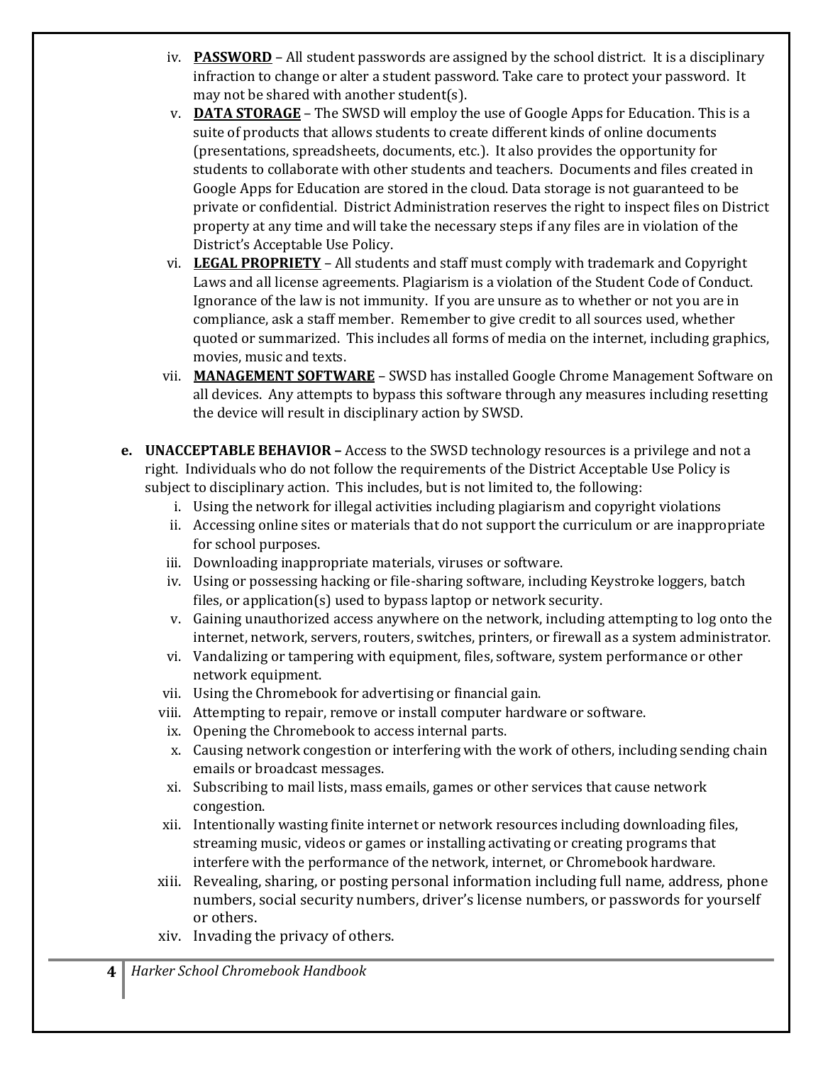iv. **PASSWORD** – All student passwords are assigned by the school district. It is a disciplinary infraction to change or alter a student password. Take care to protect your password. It may not be shared with another student(s).

v. **DATA STORAGE** – The SWSD will employ the use of Google Apps for Education. This is a suite of products that allows students to create different kinds of online documents (presentations, spreadsheets, documents, etc.). It also provides the opportunity for students to collaborate with other students and teachers. Documents and files created in Google Apps for Education are stored in the cloud. Data storage is not guaranteed to be private or confidential. District Administration reserves the right to inspect files on District property at any time and will take the necessary steps if any files are in violation of the District's Acceptable Use Policy.

vi. **LEGAL PROPRIETY** – All students and staff must comply with trademark and Copyright Laws and all license agreements. Plagiarism is a violation of the Student Code of Conduct. Ignorance of the law is not immunity. If you are unsure as to whether or not you are in compliance, ask a staff member. Remember to give credit to all sources used, whether quoted or summarized. This includes all forms of media on the internet, including graphics, movies, music and texts.

vii. **MANAGEMENT SOFTWARE** – SWSD has installed Google Chrome Management Software on all devices. Any attempts to bypass this software through any measures including resetting the device will result in disciplinary action by SWSD.

**e. UNACCEPTABLE BEHAVIOR –** Access to the SWSD technology resources is a privilege and not a right. Individuals who do not follow the requirements of the District Acceptable Use Policy is subject to disciplinary action. This includes, but is not limited to, the following:

i. Using the network for illegal activities including plagiarism and copyright violations

ii. Accessing online sites or materials that do not support the curriculum or are inappropriate for school purposes.

iii. Downloading inappropriate materials, viruses or software.

iv. Using or possessing hacking or file-sharing software, including Keystroke loggers, batch files, or application(s) used to bypass laptop or network security.

v. Gaining unauthorized access anywhere on the network, including attempting to log onto the internet, network, servers, routers, switches, printers, or firewall as a system administrator.

vi. Vandalizing or tampering with equipment, files, software, system performance or other network equipment.

vii. Using the Chromebook for advertising or financial gain.

viii. Attempting to repair, remove or install computer hardware or software.

ix. Opening the Chromebook to access internal parts.

x. Causing network congestion or interfering with the work of others, including sending chain emails or broadcast messages.

xi. Subscribing to mail lists, mass emails, games or other services that cause network congestion.

xii. Intentionally wasting finite internet or network resources including downloading files, streaming music, videos or games or installing activating or creating programs that interfere with the performance of the network, internet, or Chromebook hardware.

xiii. Revealing, sharing, or posting personal information including full name, address, phone numbers, social security numbers, driver's license numbers, or passwords for yourself or others.

xiv. Invading the privacy of others.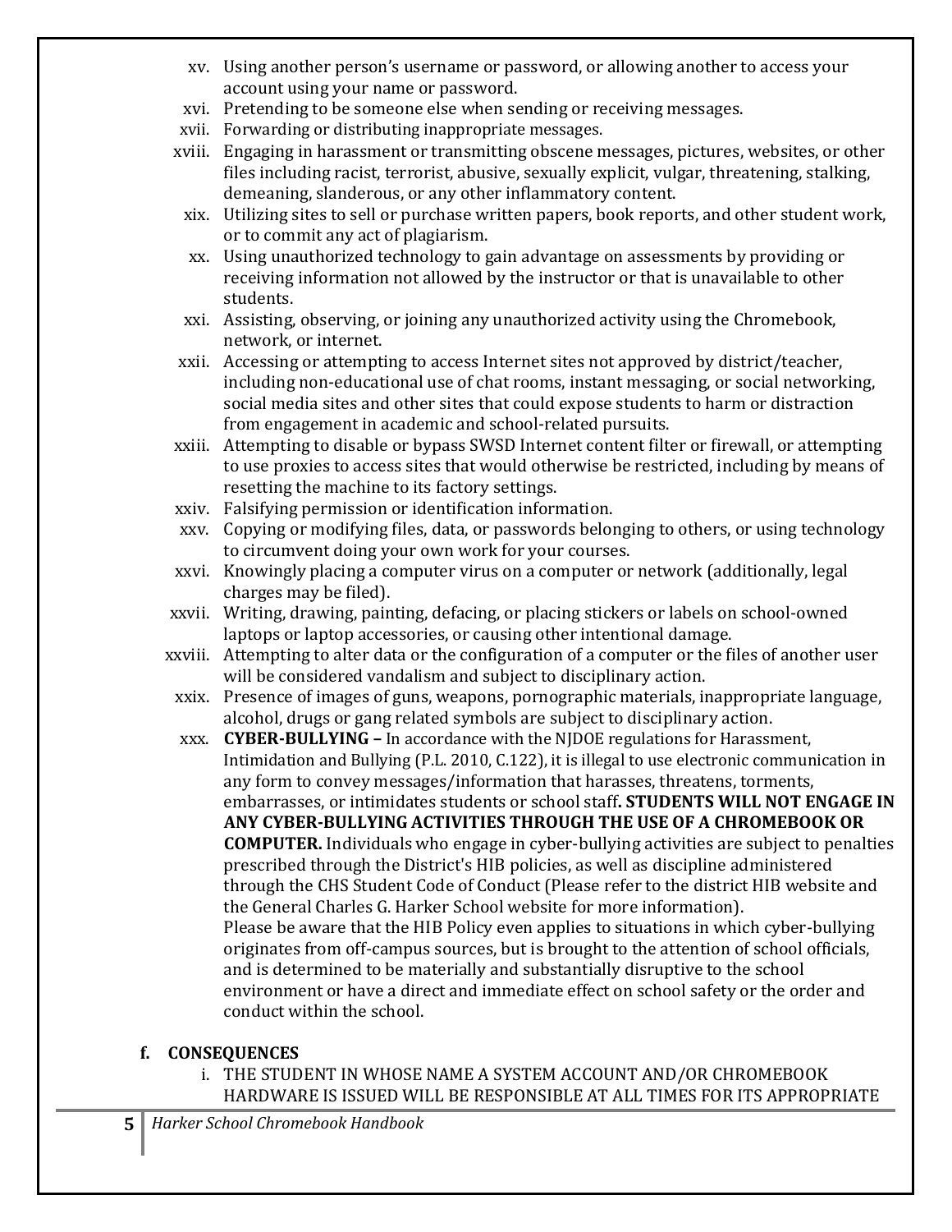xv. Using another person's username or password, or allowing another to access your account using your name or password.

xvi. Pretending to be someone else when sending or receiving messages.

xvii. Forwarding or distributing inappropriate messages.

xviii. Engaging in harassment or transmitting obscene messages, pictures, websites, or other files including racist, terrorist, abusive, sexually explicit, vulgar, threatening, stalking, demeaning, slanderous, or any other inflammatory content.

xix. Utilizing sites to sell or purchase written papers, book reports, and other student work, or to commit any act of plagiarism.

xx. Using unauthorized technology to gain advantage on assessments by providing or receiving information not allowed by the instructor or that is unavailable to other students.

xxi. Assisting, observing, or joining any unauthorized activity using the Chromebook, network, or internet.

xxii. Accessing or attempting to access Internet sites not approved by district/teacher, including non-educational use of chat rooms, instant messaging, or social networking, social media sites and other sites that could expose students to harm or distraction from engagement in academic and school-related pursuits.

xxiii. Attempting to disable or bypass SWSD Internet content filter or firewall, or attempting to use proxies to access sites that would otherwise be restricted, including by means of resetting the machine to its factory settings.

xxiv. Falsifying permission or identification information.

xxv. Copying or modifying files, data, or passwords belonging to others, or using technology to circumvent doing your own work for your courses.

xxvi. Knowingly placing a computer virus on a computer or network (additionally, legal charges may be filed).

xxvii. Writing, drawing, painting, defacing, or placing stickers or labels on school-owned laptops or laptop accessories, or causing other intentional damage.

xxviii. Attempting to alter data or the configuration of a computer or the files of another user will be considered vandalism and subject to disciplinary action.

xxix. Presence of images of guns, weapons, pornographic materials, inappropriate language, alcohol, drugs or gang related symbols are subject to disciplinary action.

xxx. **CYBER-BULLYING –** In accordance with the NJDOE regulations for Harassment, Intimidation and Bullying (P.L. 2010, C.122), it is illegal to use electronic communication in any form to convey messages/information that harasses, threatens, torments, embarrasses, or intimidates students or school staff**. STUDENTS WILL NOT ENGAGE IN ANY CYBER-BULLYING ACTIVITIES THROUGH THE USE OF A CHROMEBOOK OR COMPUTER.** Individuals who engage in cyber-bullying activities are subject to penalties prescribed through the District's HIB policies, as well as discipline administered through the CHS Student Code of Conduct (Please refer to the district HIB website and the General Charles G. Harker School website for more information).
Please be aware that the HIB Policy even applies to situations in which cyber-bullying originates from off-campus sources, but is brought to the attention of school officials, and is determined to be materially and substantially disruptive to the school environment or have a direct and immediate effect on school safety or the order and conduct within the school.

**f. CONSEQUENCES**

i. THE STUDENT IN WHOSE NAME A SYSTEM ACCOUNT AND/OR CHROMEBOOK HARDWARE IS ISSUED WILL BE RESPONSIBLE AT ALL TIMES FOR ITS APPROPRIATE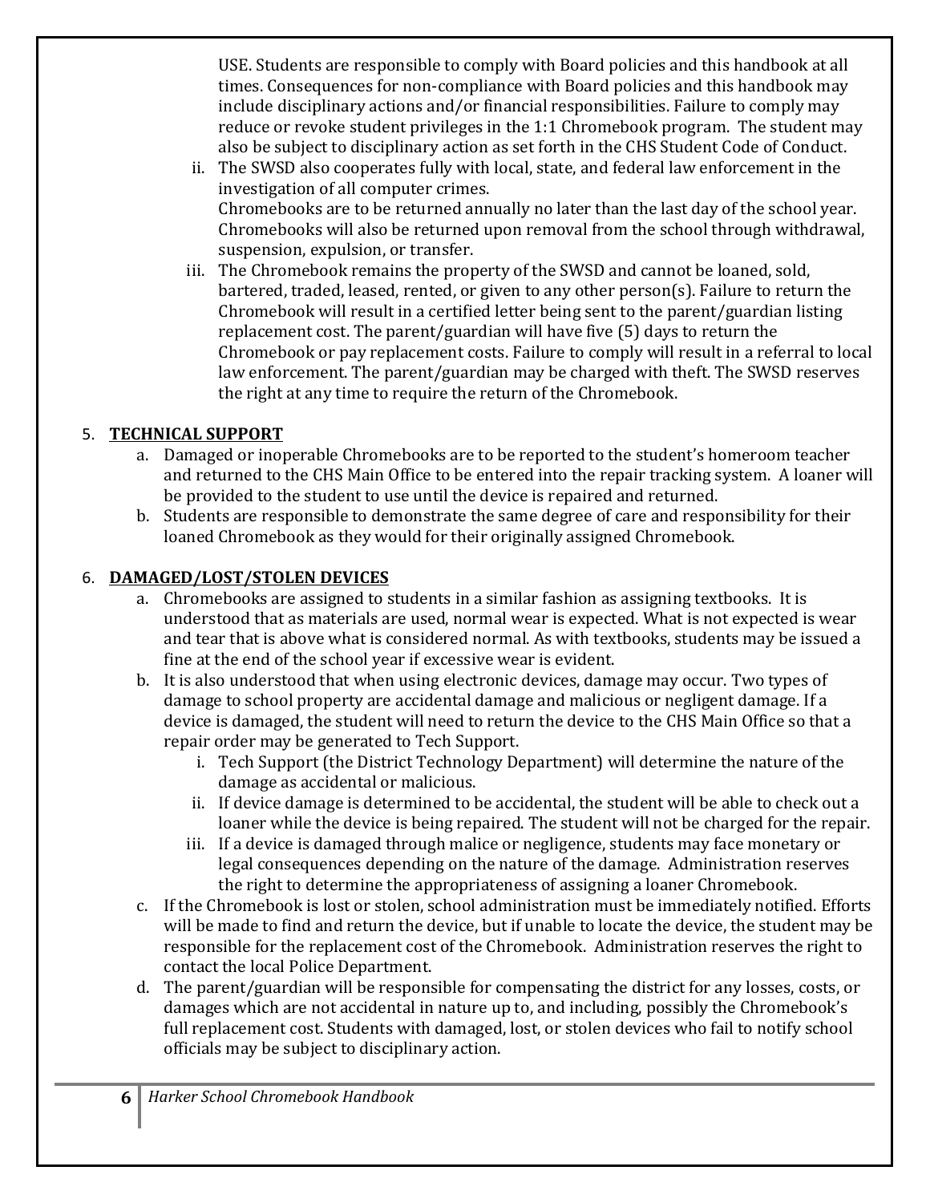USE. Students are responsible to comply with Board policies and this handbook at all times. Consequences for non-compliance with Board policies and this handbook may include disciplinary actions and/or financial responsibilities. Failure to comply may reduce or revoke student privileges in the 1:1 Chromebook program. The student may also be subject to disciplinary action as set forth in the CHS Student Code of Conduct.

ii. The SWSD also cooperates fully with local, state, and federal law enforcement in the investigation of all computer crimes.
Chromebooks are to be returned annually no later than the last day of the school year. Chromebooks will also be returned upon removal from the school through withdrawal, suspension, expulsion, or transfer.

iii. The Chromebook remains the property of the SWSD and cannot be loaned, sold, bartered, traded, leased, rented, or given to any other person(s). Failure to return the Chromebook will result in a certified letter being sent to the parent/guardian listing replacement cost. The parent/guardian will have five (5) days to return the Chromebook or pay replacement costs. Failure to comply will result in a referral to local law enforcement. The parent/guardian may be charged with theft. The SWSD reserves the right at any time to require the return of the Chromebook.

5. **TECHNICAL SUPPORT**
   a. Damaged or inoperable Chromebooks are to be reported to the student's homeroom teacher and returned to the CHS Main Office to be entered into the repair tracking system. A loaner will be provided to the student to use until the device is repaired and returned.
   b. Students are responsible to demonstrate the same degree of care and responsibility for their loaned Chromebook as they would for their originally assigned Chromebook.

6. **DAMAGED/LOST/STOLEN DEVICES**
   a. Chromebooks are assigned to students in a similar fashion as assigning textbooks. It is understood that as materials are used, normal wear is expected. What is not expected is wear and tear that is above what is considered normal. As with textbooks, students may be issued a fine at the end of the school year if excessive wear is evident.
   b. It is also understood that when using electronic devices, damage may occur. Two types of damage to school property are accidental damage and malicious or negligent damage. If a device is damaged, the student will need to return the device to the CHS Main Office so that a repair order may be generated to Tech Support.
      i. Tech Support (the District Technology Department) will determine the nature of the damage as accidental or malicious.
      ii. If device damage is determined to be accidental, the student will be able to check out a loaner while the device is being repaired. The student will not be charged for the repair.
      iii. If a device is damaged through malice or negligence, students may face monetary or legal consequences depending on the nature of the damage. Administration reserves the right to determine the appropriateness of assigning a loaner Chromebook.
   c. If the Chromebook is lost or stolen, school administration must be immediately notified. Efforts will be made to find and return the device, but if unable to locate the device, the student may be responsible for the replacement cost of the Chromebook. Administration reserves the right to contact the local Police Department.
   d. The parent/guardian will be responsible for compensating the district for any losses, costs, or damages which are not accidental in nature up to, and including, possibly the Chromebook's full replacement cost. Students with damaged, lost, or stolen devices who fail to notify school officials may be subject to disciplinary action.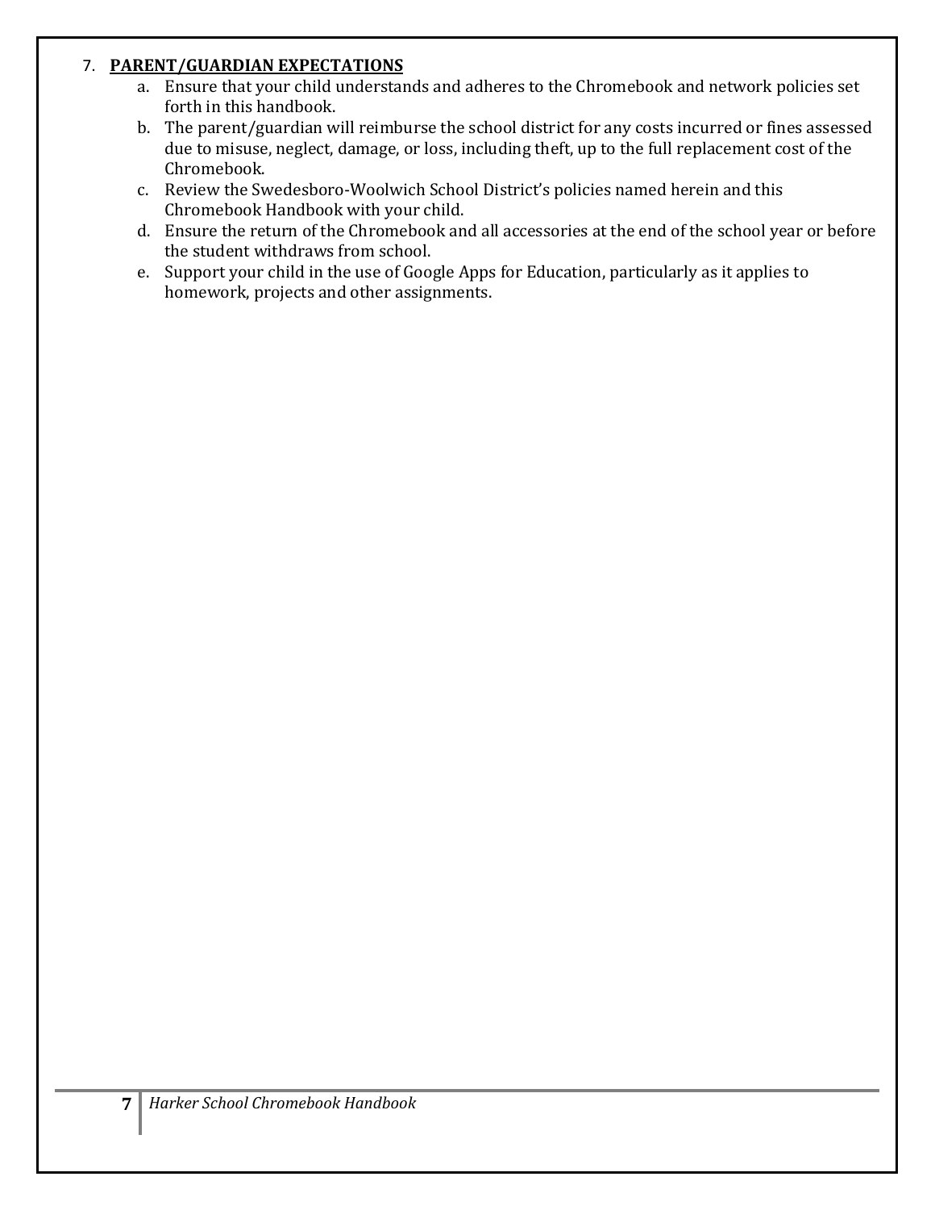7. **PARENT/GUARDIAN EXPECTATIONS**
   a. Ensure that your child understands and adheres to the Chromebook and network policies set forth in this handbook.
   b. The parent/guardian will reimburse the school district for any costs incurred or fines assessed due to misuse, neglect, damage, or loss, including theft, up to the full replacement cost of the Chromebook.
   c. Review the Swedesboro-Woolwich School District's policies named herein and this Chromebook Handbook with your child.
   d. Ensure the return of the Chromebook and all accessories at the end of the school year or before the student withdraws from school.
   e. Support your child in the use of Google Apps for Education, particularly as it applies to homework, projects and other assignments.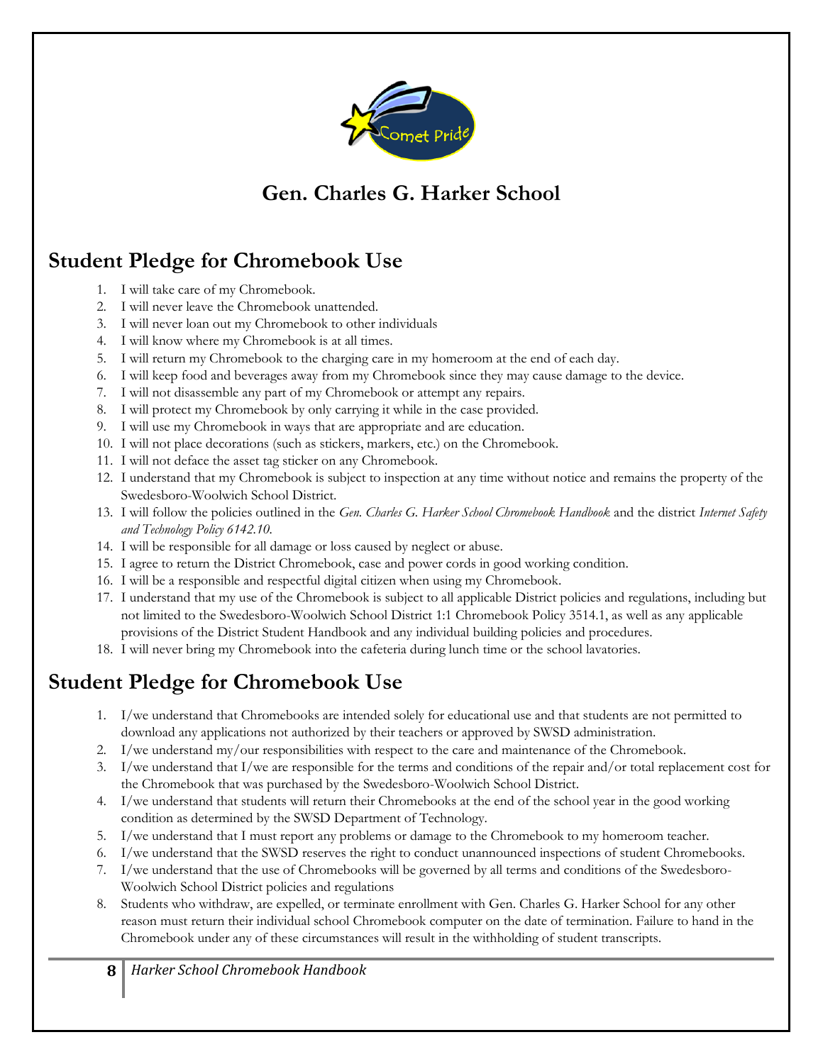# Gen. Charles G. Harker School

## Student Pledge for Chromebook Use

1. I will take care of my Chromebook.
2. I will never leave the Chromebook unattended.
3. I will never loan out my Chromebook to other individuals
4. I will know where my Chromebook is at all times.
5. I will return my Chromebook to the charging care in my homeroom at the end of each day.
6. I will keep food and beverages away from my Chromebook since they may cause damage to the device.
7. I will not disassemble any part of my Chromebook or attempt any repairs.
8. I will protect my Chromebook by only carrying it while in the case provided.
9. I will use my Chromebook in ways that are appropriate and are education.
10. I will not place decorations (such as stickers, markers, etc.) on the Chromebook.
11. I will not deface the asset tag sticker on any Chromebook.
12. I understand that my Chromebook is subject to inspection at any time without notice and remains the property of the Swedesboro-Woolwich School District.
13. I will follow the policies outlined in the *Gen. Charles G. Harker School Chromebook Handbook* and the district *Internet Safety and Technology Policy 6142.10.*
14. I will be responsible for all damage or loss caused by neglect or abuse.
15. I agree to return the District Chromebook, case and power cords in good working condition.
16. I will be a responsible and respectful digital citizen when using my Chromebook.
17. I understand that my use of the Chromebook is subject to all applicable District policies and regulations, including but not limited to the Swedesboro-Woolwich School District 1:1 Chromebook Policy 3514.1, as well as any applicable provisions of the District Student Handbook and any individual building policies and procedures.
18. I will never bring my Chromebook into the cafeteria during lunch time or the school lavatories.

## Student Pledge for Chromebook Use

1. I/we understand that Chromebooks are intended solely for educational use and that students are not permitted to download any applications not authorized by their teachers or approved by SWSD administration.
2. I/we understand my/our responsibilities with respect to the care and maintenance of the Chromebook.
3. I/we understand that I/we are responsible for the terms and conditions of the repair and/or total replacement cost for the Chromebook that was purchased by the Swedesboro-Woolwich School District.
4. I/we understand that students will return their Chromebooks at the end of the school year in the good working condition as determined by the SWSD Department of Technology.
5. I/we understand that I must report any problems or damage to the Chromebook to my homeroom teacher.
6. I/we understand that the SWSD reserves the right to conduct unannounced inspections of student Chromebooks.
7. I/we understand that the use of Chromebooks will be governed by all terms and conditions of the Swedesboro-Woolwich School District policies and regulations
8. Students who withdraw, are expelled, or terminate enrollment with Gen. Charles G. Harker School for any other reason must return their individual school Chromebook computer on the date of termination. Failure to hand in the Chromebook under any of these circumstances will result in the withholding of student transcripts.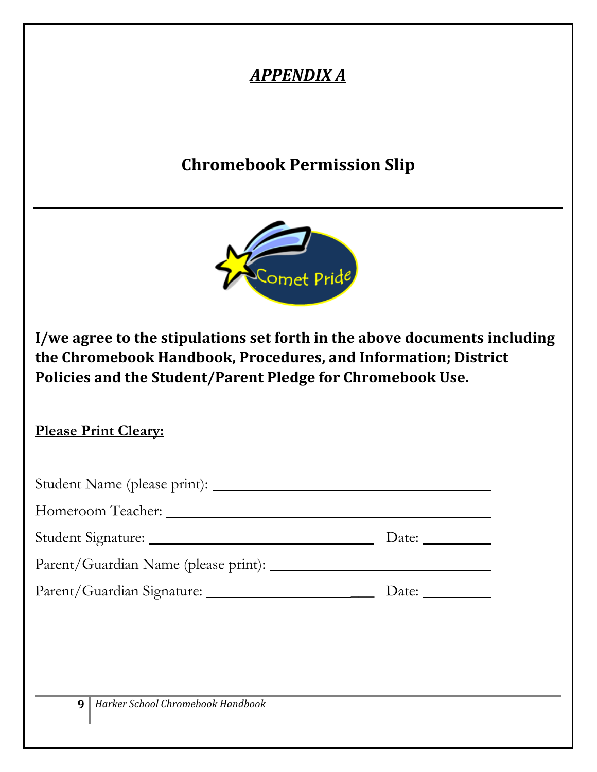# *APPENDIX A*

## Chromebook Permission Slip

**I/we agree to the stipulations set forth in the above documents including the Chromebook Handbook, Procedures, and Information; District Policies and the Student/Parent Pledge for Chromebook Use.**

**Please Print Cleary:**

Student Name (please print): ______________________________________

Homeroom Teacher: ______________________________________________

Student Signature: ________________________________ Date: _________

Parent/Guardian Name (please print): ______________________________

Parent/Guardian Signature: ________________________ Date: _________